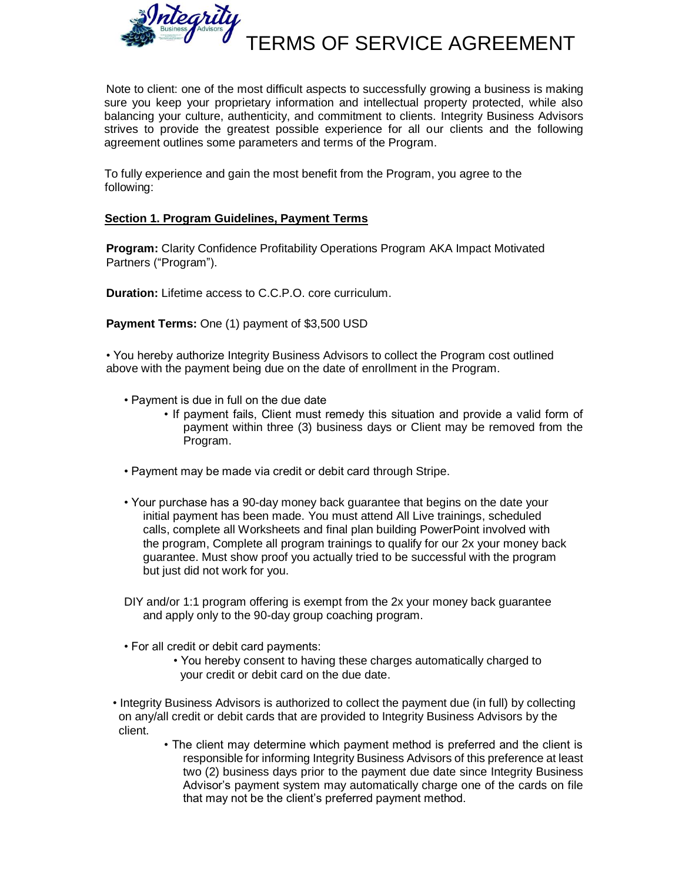# TERMS OF SERVICE AGREEMENT

Note to client: one of the most difficult aspects to successfully growing a business is making sure you keep your proprietary information and intellectual property protected, while also balancing your culture, authenticity, and commitment to clients. Integrity Business Advisors strives to provide the greatest possible experience for all our clients and the following agreement outlines some parameters and terms of the Program.

To fully experience and gain the most benefit from the Program, you agree to the following:

## Section 1. Program Guidelines, Payment Terms

**Program:** Clarity Confidence Profitability Operations Program AKA Impact Motivated Partners ("Program").

**Duration:** Lifetime access to C.C.P.O. core curriculum.

**Payment Terms:** One (1) payment of $3,500 USD

- You hereby authorize Integrity Business Advisors to collect the Program cost outlined above with the payment being due on the date of enrollment in the Program.
  - Payment is due in full on the due date
    - If payment fails, Client must remedy this situation and provide a valid form of payment within three (3) business days or Client may be removed from the Program.
  - Payment may be made via credit or debit card through Stripe.
  - Your purchase has a 90-day money back guarantee that begins on the date your initial payment has been made. You must attend All Live trainings, scheduled calls, complete all Worksheets and final plan building PowerPoint involved with the program, Complete all program trainings to qualify for our 2x your money back guarantee. Must show proof you actually tried to be successful with the program but just did not work for you.

  DIY and/or 1:1 program offering is exempt from the 2x your money back guarantee and apply only to the 90-day group coaching program.

  - For all credit or debit card payments:
    - You hereby consent to having these charges automatically charged to your credit or debit card on the due date.
- Integrity Business Advisors is authorized to collect the payment due (in full) by collecting on any/all credit or debit cards that are provided to Integrity Business Advisors by the client.
  - The client may determine which payment method is preferred and the client is responsible for informing Integrity Business Advisors of this preference at least two (2) business days prior to the payment due date since Integrity Business Advisor's payment system may automatically charge one of the cards on file that may not be the client's preferred payment method.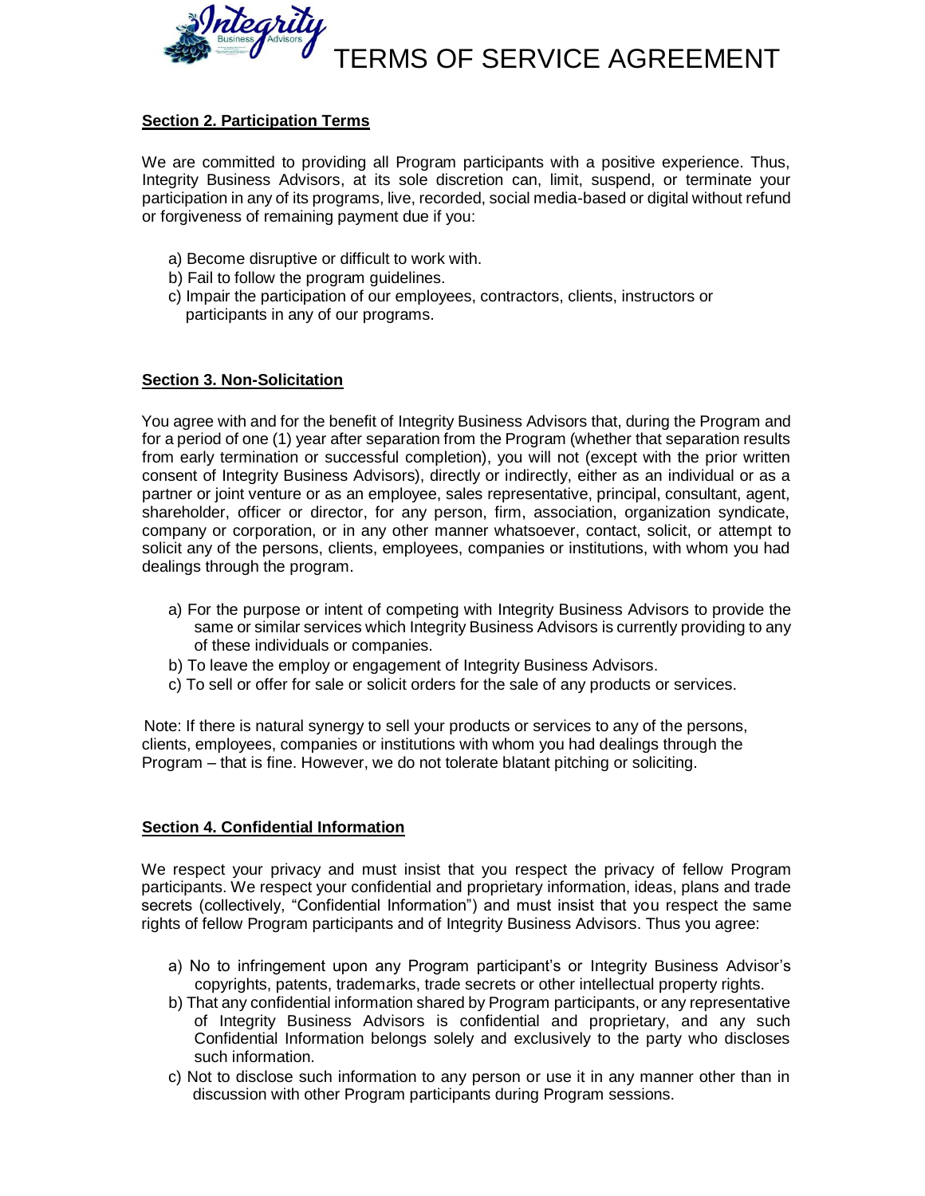## Section 2. Participation Terms

We are committed to providing all Program participants with a positive experience. Thus, Integrity Business Advisors, at its sole discretion can, limit, suspend, or terminate your participation in any of its programs, live, recorded, social media-based or digital without refund or forgiveness of remaining payment due if you:

a) Become disruptive or difficult to work with.
b) Fail to follow the program guidelines.
c) Impair the participation of our employees, contractors, clients, instructors or participants in any of our programs.

## Section 3. Non-Solicitation

You agree with and for the benefit of Integrity Business Advisors that, during the Program and for a period of one (1) year after separation from the Program (whether that separation results from early termination or successful completion), you will not (except with the prior written consent of Integrity Business Advisors), directly or indirectly, either as an individual or as a partner or joint venture or as an employee, sales representative, principal, consultant, agent, shareholder, officer or director, for any person, firm, association, organization syndicate, company or corporation, or in any other manner whatsoever, contact, solicit, or attempt to solicit any of the persons, clients, employees, companies or institutions, with whom you had dealings through the program.

a) For the purpose or intent of competing with Integrity Business Advisors to provide the same or similar services which Integrity Business Advisors is currently providing to any of these individuals or companies.
b) To leave the employ or engagement of Integrity Business Advisors.
c) To sell or offer for sale or solicit orders for the sale of any products or services.

Note: If there is natural synergy to sell your products or services to any of the persons, clients, employees, companies or institutions with whom you had dealings through the Program – that is fine. However, we do not tolerate blatant pitching or soliciting.

## Section 4. Confidential Information

We respect your privacy and must insist that you respect the privacy of fellow Program participants. We respect your confidential and proprietary information, ideas, plans and trade secrets (collectively, "Confidential Information") and must insist that you respect the same rights of fellow Program participants and of Integrity Business Advisors. Thus you agree:

a) No to infringement upon any Program participant's or Integrity Business Advisor's copyrights, patents, trademarks, trade secrets or other intellectual property rights.
b) That any confidential information shared by Program participants, or any representative of Integrity Business Advisors is confidential and proprietary, and any such Confidential Information belongs solely and exclusively to the party who discloses such information.
c) Not to disclose such information to any person or use it in any manner other than in discussion with other Program participants during Program sessions.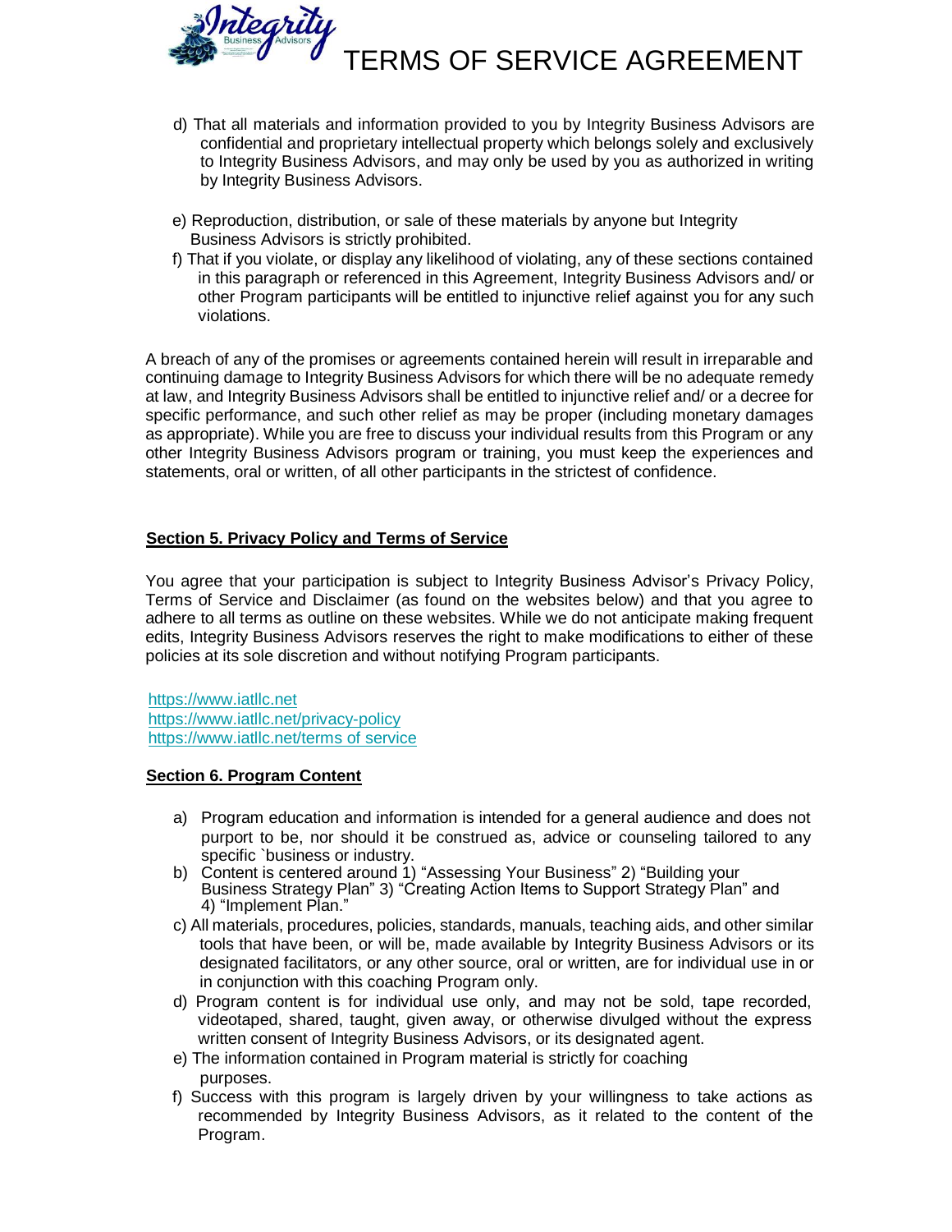d) That all materials and information provided to you by Integrity Business Advisors are confidential and proprietary intellectual property which belongs solely and exclusively to Integrity Business Advisors, and may only be used by you as authorized in writing by Integrity Business Advisors.

e) Reproduction, distribution, or sale of these materials by anyone but Integrity Business Advisors is strictly prohibited.

f) That if you violate, or display any likelihood of violating, any of these sections contained in this paragraph or referenced in this Agreement, Integrity Business Advisors and/ or other Program participants will be entitled to injunctive relief against you for any such violations.

A breach of any of the promises or agreements contained herein will result in irreparable and continuing damage to Integrity Business Advisors for which there will be no adequate remedy at law, and Integrity Business Advisors shall be entitled to injunctive relief and/ or a decree for specific performance, and such other relief as may be proper (including monetary damages as appropriate). While you are free to discuss your individual results from this Program or any other Integrity Business Advisors program or training, you must keep the experiences and statements, oral or written, of all other participants in the strictest of confidence.

**Section 5. Privacy Policy and Terms of Service**

You agree that your participation is subject to Integrity Business Advisor's Privacy Policy, Terms of Service and Disclaimer (as found on the websites below) and that you agree to adhere to all terms as outline on these websites. While we do not anticipate making frequent edits, Integrity Business Advisors reserves the right to make modifications to either of these policies at its sole discretion and without notifying Program participants.

https://www.iatllc.net
https://www.iatllc.net/privacy-policy
https://www.iatllc.net/terms of service

**Section 6. Program Content**

a) Program education and information is intended for a general audience and does not purport to be, nor should it be construed as, advice or counseling tailored to any specific `business or industry.

b) Content is centered around 1) "Assessing Your Business" 2) "Building your Business Strategy Plan" 3) "Creating Action Items to Support Strategy Plan" and 4) "Implement Plan."

c) All materials, procedures, policies, standards, manuals, teaching aids, and other similar tools that have been, or will be, made available by Integrity Business Advisors or its designated facilitators, or any other source, oral or written, are for individual use in or in conjunction with this coaching Program only.

d) Program content is for individual use only, and may not be sold, tape recorded, videotaped, shared, taught, given away, or otherwise divulged without the express written consent of Integrity Business Advisors, or its designated agent.

e) The information contained in Program material is strictly for coaching purposes.

f) Success with this program is largely driven by your willingness to take actions as recommended by Integrity Business Advisors, as it related to the content of the Program.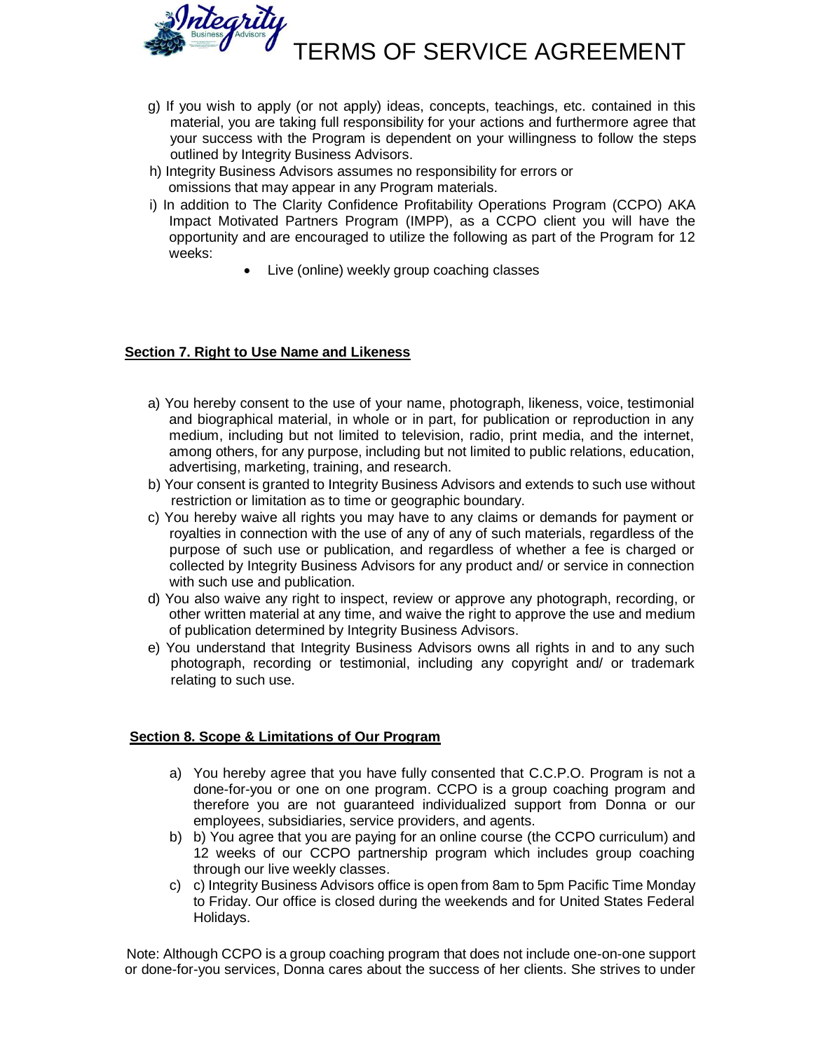g) If you wish to apply (or not apply) ideas, concepts, teachings, etc. contained in this material, you are taking full responsibility for your actions and furthermore agree that your success with the Program is dependent on your willingness to follow the steps outlined by Integrity Business Advisors.

h) Integrity Business Advisors assumes no responsibility for errors or omissions that may appear in any Program materials.

i) In addition to The Clarity Confidence Profitability Operations Program (CCPO) AKA Impact Motivated Partners Program (IMPP), as a CCPO client you will have the opportunity and are encouraged to utilize the following as part of the Program for 12 weeks:

- Live (online) weekly group coaching classes

**Section 7. Right to Use Name and Likeness**

a) You hereby consent to the use of your name, photograph, likeness, voice, testimonial and biographical material, in whole or in part, for publication or reproduction in any medium, including but not limited to television, radio, print media, and the internet, among others, for any purpose, including but not limited to public relations, education, advertising, marketing, training, and research.

b) Your consent is granted to Integrity Business Advisors and extends to such use without restriction or limitation as to time or geographic boundary.

c) You hereby waive all rights you may have to any claims or demands for payment or royalties in connection with the use of any of any of such materials, regardless of the purpose of such use or publication, and regardless of whether a fee is charged or collected by Integrity Business Advisors for any product and/ or service in connection with such use and publication.

d) You also waive any right to inspect, review or approve any photograph, recording, or other written material at any time, and waive the right to approve the use and medium of publication determined by Integrity Business Advisors.

e) You understand that Integrity Business Advisors owns all rights in and to any such photograph, recording or testimonial, including any copyright and/ or trademark relating to such use.

**Section 8. Scope & Limitations of Our Program**

a) You hereby agree that you have fully consented that C.C.P.O. Program is not a done-for-you or one on one program. CCPO is a group coaching program and therefore you are not guaranteed individualized support from Donna or our employees, subsidiaries, service providers, and agents.

b) b) You agree that you are paying for an online course (the CCPO curriculum) and 12 weeks of our CCPO partnership program which includes group coaching through our live weekly classes.

c) c) Integrity Business Advisors office is open from 8am to 5pm Pacific Time Monday to Friday. Our office is closed during the weekends and for United States Federal Holidays.

Note: Although CCPO is a group coaching program that does not include one-on-one support or done-for-you services, Donna cares about the success of her clients. She strives to under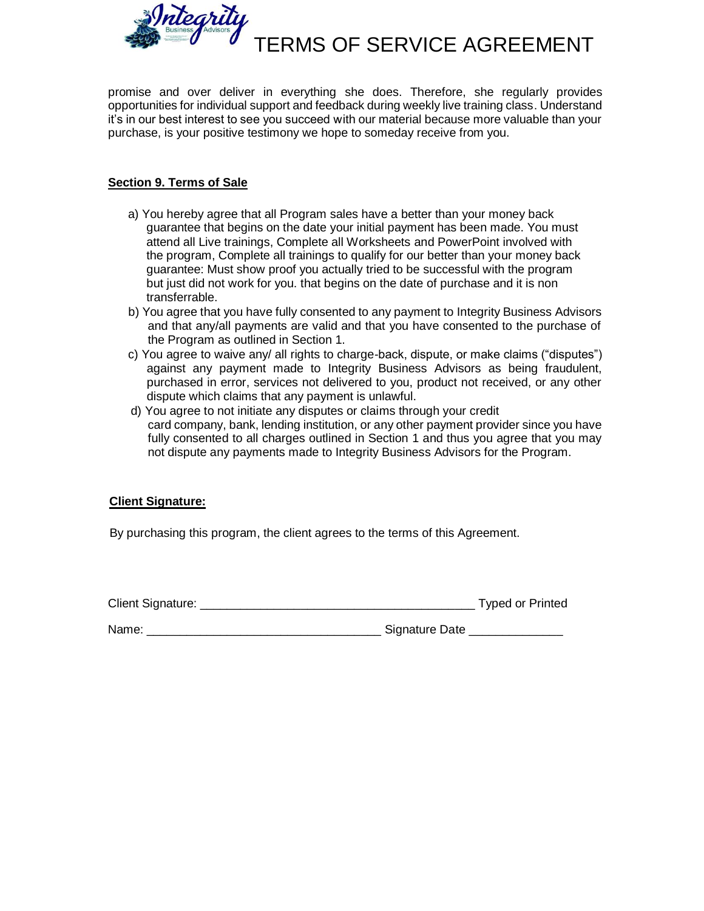promise and over deliver in everything she does. Therefore, she regularly provides opportunities for individual support and feedback during weekly live training class. Understand it's in our best interest to see you succeed with our material because more valuable than your purchase, is your positive testimony we hope to someday receive from you.

## Section 9. Terms of Sale

a) You hereby agree that all Program sales have a better than your money back guarantee that begins on the date your initial payment has been made. You must attend all Live trainings, Complete all Worksheets and PowerPoint involved with the program, Complete all trainings to qualify for our better than your money back guarantee: Must show proof you actually tried to be successful with the program but just did not work for you. that begins on the date of purchase and it is non transferrable.

b) You agree that you have fully consented to any payment to Integrity Business Advisors and that any/all payments are valid and that you have consented to the purchase of the Program as outlined in Section 1.

c) You agree to waive any/ all rights to charge-back, dispute, or make claims ("disputes") against any payment made to Integrity Business Advisors as being fraudulent, purchased in error, services not delivered to you, product not received, or any other dispute which claims that any payment is unlawful.

d) You agree to not initiate any disputes or claims through your credit card company, bank, lending institution, or any other payment provider since you have fully consented to all charges outlined in Section 1 and thus you agree that you may not dispute any payments made to Integrity Business Advisors for the Program.

## Client Signature:

By purchasing this program, the client agrees to the terms of this Agreement.

Client Signature: ________________________________________ Typed or Printed

Name: ________________________________ Signature Date _____________